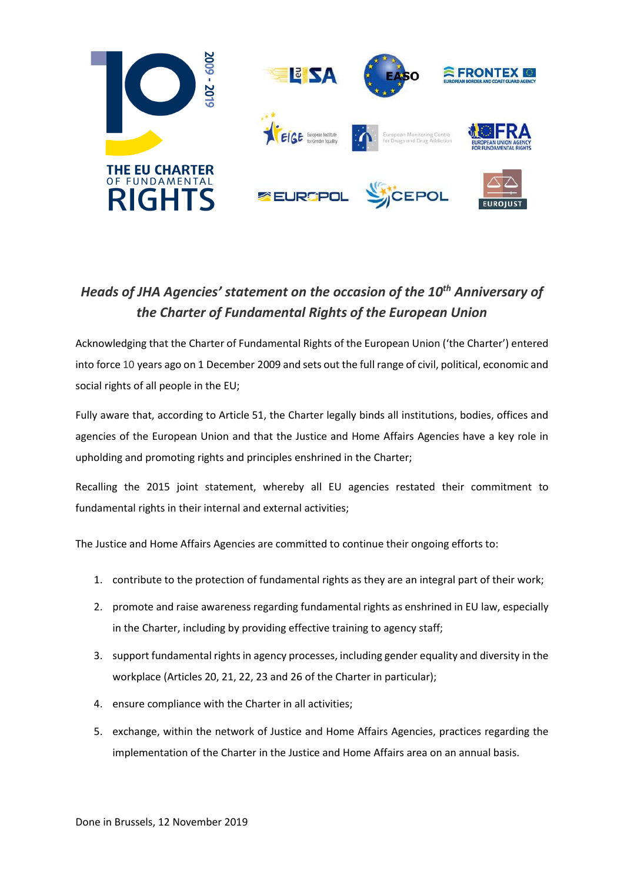## *Heads of JHA Agencies' statement on the occasion of the 10th Anniversary of the Charter of Fundamental Rights of the European Union*

Acknowledging that the Charter of Fundamental Rights of the European Union ('the Charter') entered into force 10 years ago on 1 December 2009 and sets out the full range of civil, political, economic and social rights of all people in the EU;

Fully aware that, according to Article 51, the Charter legally binds all institutions, bodies, offices and agencies of the European Union and that the Justice and Home Affairs Agencies have a key role in upholding and promoting rights and principles enshrined in the Charter;

Recalling the 2015 joint statement, whereby all EU agencies restated their commitment to fundamental rights in their internal and external activities;

The Justice and Home Affairs Agencies are committed to continue their ongoing efforts to:

1. contribute to the protection of fundamental rights as they are an integral part of their work;
2. promote and raise awareness regarding fundamental rights as enshrined in EU law, especially in the Charter, including by providing effective training to agency staff;
3. support fundamental rights in agency processes, including gender equality and diversity in the workplace (Articles 20, 21, 22, 23 and 26 of the Charter in particular);
4. ensure compliance with the Charter in all activities;
5. exchange, within the network of Justice and Home Affairs Agencies, practices regarding the implementation of the Charter in the Justice and Home Affairs area on an annual basis.

Done in Brussels, 12 November 2019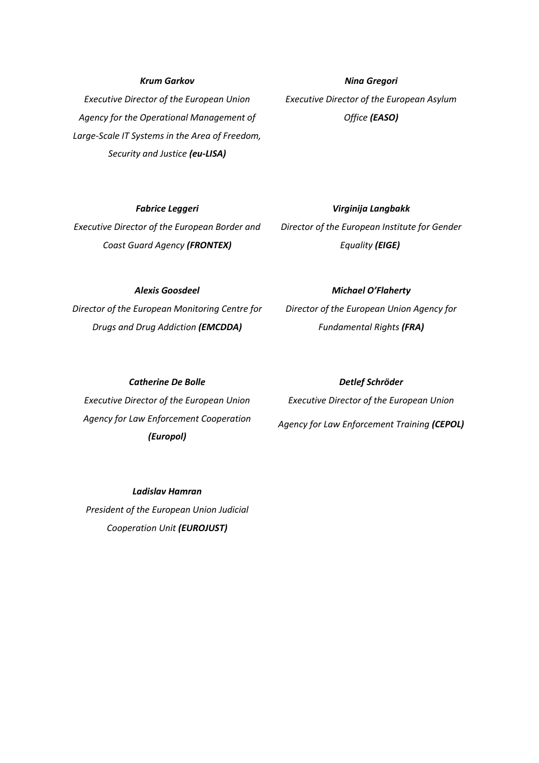***Krum Garkov***

*Executive Director of the European Union Agency for the Operational Management of Large-Scale IT Systems in the Area of Freedom, Security and Justice* ***(eu-LISA)***

***Nina Gregori***

*Executive Director of the European Asylum Office* ***(EASO)***

***Fabrice Leggeri***

*Executive Director of the European Border and Coast Guard Agency* ***(FRONTEX)***

***Virginija Langbakk***

*Director of the European Institute for Gender Equality* ***(EIGE)***

***Alexis Goosdeel***

*Director of the European Monitoring Centre for Drugs and Drug Addiction* ***(EMCDDA)***

***Michael O'Flaherty***

*Director of the European Union Agency for Fundamental Rights* ***(FRA)***

***Catherine De Bolle***

*Executive Director of the European Union Agency for Law Enforcement Cooperation* ***(Europol)***

***Detlef Schröder***

*Executive Director of the European Union Agency for Law Enforcement Training* ***(CEPOL)***

***Ladislav Hamran***

*President of the European Union Judicial Cooperation Unit* ***(EUROJUST)***